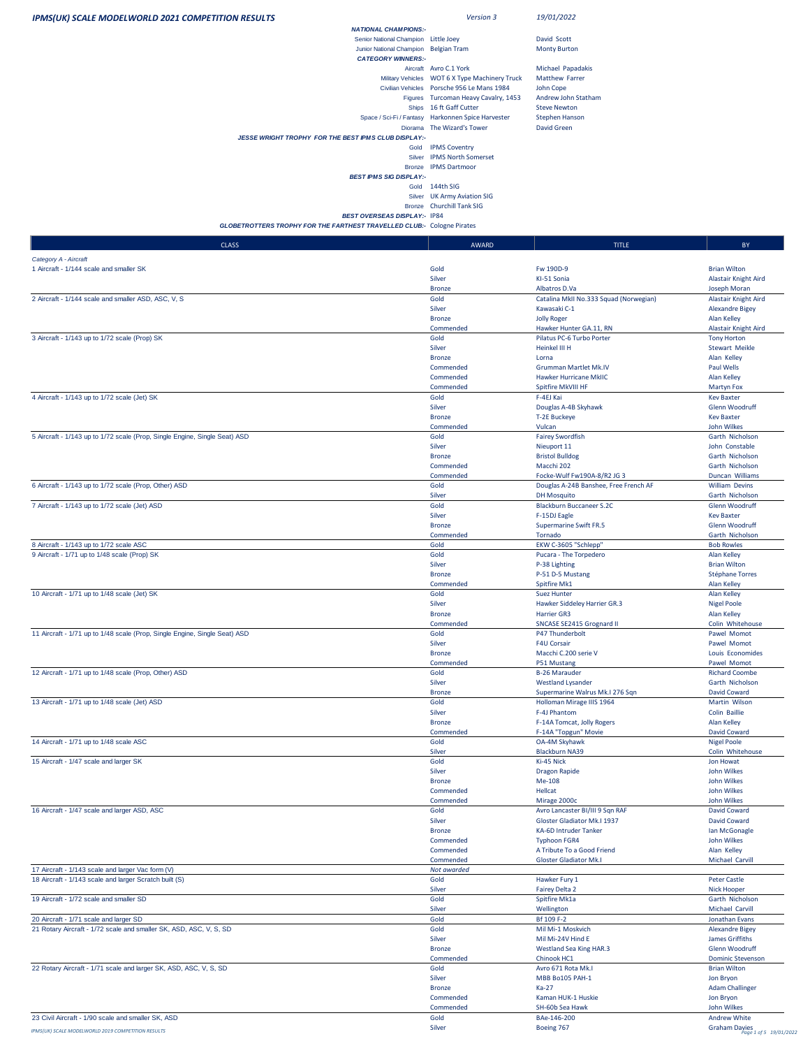# IPMS(UK) SCALE MODELWORLD 2021 COMPETITION RESULTS

*Version 3* *19/01/2022*

**NATIONAL CHAMPIONS:-**

| | | |
|---|---|---|
| Senior National Champion | Little Joey | David Scott |
| Junior National Champion | Belgian Tram | Monty Burton |

**CATEGORY WINNERS:-**

| | | |
|---|---|---|
| Aircraft | Avro C.1 York | Michael Papadakis |
| Military Vehicles | WOT 6 X Type Machinery Truck | Matthew Farrer |
| Civilian Vehicles | Porsche 956 Le Mans 1984 | John Cope |
| Figures | Turcoman Heavy Cavalry, 1453 | Andrew John Statham |
| Ships | 16 ft Gaff Cutter | Steve Newton |
| Space / Sci-Fi / Fantasy | Harkonnen Spice Harvester | Stephen Hanson |
| Diorama | The Wizard's Tower | David Green |

**JESSE WRIGHT TROPHY FOR THE BEST IPMS CLUB DISPLAY:-**

| | |
|---|---|
| Gold | IPMS Coventry |
| Silver | IPMS North Somerset |
| Bronze | IPMS Dartmoor |

**BEST IPMS SIG DISPLAY:-**

| | |
|---|---|
| Gold | 144th SIG |
| Silver | UK Army Aviation SIG |
| Bronze | Churchill Tank SIG |

**BEST OVERSEAS DISPLAY:-** IP84

**GLOBETROTTERS TROPHY FOR THE FARTHEST TRAVELLED CLUB:-** Cologne Pirates

| CLASS | AWARD | TITLE | BY |
|---|---|---|---|
| *Category A - Aircraft* | | | |
| 1 Aircraft - 1/144 scale and smaller SK | Gold | Fw 190D-9 | Brian Wilton |
| | Silver | KI-51 Sonia | Alastair Knight Aird |
| | Bronze | Albatros D.Va | Joseph Moran |
| 2 Aircraft - 1/144 scale and smaller ASD, ASC, V, S | Gold | Catalina MkII No.333 Squad (Norwegian) | Alastair Knight Aird |
| | Silver | Kawasaki C-1 | Alexandre Bigey |
| | Bronze | Jolly Roger | Alan Kelley |
| | Commended | Hawker Hunter GA.11, RN | Alastair Knight Aird |
| 3 Aircraft - 1/143 up to 1/72 scale (Prop) SK | Gold | Pilatus PC-6 Turbo Porter | Tony Horton |
| | Silver | Heinkel III H | Stewart Meikle |
| | Bronze | Lorna | Alan Kelley |
| | Commended | Grumman Martlet Mk.IV | Paul Wells |
| | Commended | Hawker Hurricane MkIIC | Alan Kelley |
| | Commended | Spitfire MkVIII HF | Martyn Fox |
| 4 Aircraft - 1/143 up to 1/72 scale (Jet) SK | Gold | F-4EJ Kai | Kev Baxter |
| | Silver | Douglas A-4B Skyhawk | Glenn Woodruff |
| | Bronze | T-2E Buckeye | Kev Baxter |
| | Commended | Vulcan | John Wilkes |
| 5 Aircraft - 1/143 up to 1/72 scale (Prop, Single Engine, Single Seat) ASD | Gold | Fairey Swordfish | Garth Nicholson |
| | Silver | Nieuport 11 | John Constable |
| | Bronze | Bristol Bulldog | Garth Nicholson |
| | Commended | Macchi 202 | Garth Nicholson |
| | Commended | Focke-Wulf Fw190A-8/R2 JG 3 | Duncan Williams |
| 6 Aircraft - 1/143 up to 1/72 scale (Prop, Other) ASD | Gold | Douglas A-24B Banshee, Free French AF | William Devins |
| | Silver | DH Mosquito | Garth Nicholson |
| 7 Aircraft - 1/143 up to 1/72 scale (Jet) ASD | Gold | Blackburn Buccaneer S.2C | Glenn Woodruff |
| | Silver | F-15DJ Eagle | Kev Baxter |
| | Bronze | Supermarine Swift FR.5 | Glenn Woodruff |
| | Commended | Tornado | Garth Nicholson |
| 8 Aircraft - 1/143 up to 1/72 scale ASC | Gold | EKW C-3605 "Schlepp" | Bob Rowles |
| 9 Aircraft - 1/71 up to 1/48 scale (Prop) SK | Gold | Pucara - The Torpedero | Alan Kelley |
| | Silver | P-38 Lighting | Brian Wilton |
| | Bronze | P-51 D-5 Mustang | Stéphane Torres |
| | Commended | Spitfire Mk1 | Alan Kelley |
| 10 Aircraft - 1/71 up to 1/48 scale (Jet) SK | Gold | Suez Hunter | Alan Kelley |
| | Silver | Hawker Siddeley Harrier GR.3 | Nigel Poole |
| | Bronze | Harrier GR3 | Alan Kelley |
| | Commended | SNCASE SE2415 Grognard II | Colin Whitehouse |
| 11 Aircraft - 1/71 up to 1/48 scale (Prop, Single Engine, Single Seat) ASD | Gold | P47 Thunderbolt | Pawel Momot |
| | Silver | F4U Corsair | Pawel Momot |
| | Bronze | Macchi C.200 serie V | Louis Economides |
| | Commended | P51 Mustang | Pawel Momot |
| 12 Aircraft - 1/71 up to 1/48 scale (Prop, Other) ASD | Gold | B-26 Marauder | Richard Coombe |
| | Silver | Westland Lysander | Garth Nicholson |
| | Bronze | Supermarine Walrus Mk.I 276 Sqn | David Coward |
| 13 Aircraft - 1/71 up to 1/48 scale (Jet) ASD | Gold | Holloman Mirage IIIS 1964 | Martin Wilson |
| | Silver | F-4J Phantom | Colin Baillie |
| | Bronze | F-14A Tomcat, Jolly Rogers | Alan Kelley |
| | Commended | F-14A "Topgun" Movie | David Coward |
| 14 Aircraft - 1/71 up to 1/48 scale ASC | Gold | OA-4M Skyhawk | Nigel Poole |
| | Silver | Blackburn NA39 | Colin Whitehouse |
| 15 Aircraft - 1/47 scale and larger SK | Gold | Ki-45 Nick | Jon Howat |
| | Silver | Dragon Rapide | John Wilkes |
| | Bronze | Me-108 | John Wilkes |
| | Commended | Hellcat | John Wilkes |
| | Commended | Mirage 2000c | John Wilkes |
| 16 Aircraft - 1/47 scale and larger ASD, ASC | Gold | Avro Lancaster BI/III 9 Sqn RAF | David Coward |
| | Silver | Gloster Gladiator Mk.I 1937 | David Coward |
| | Bronze | KA-6D Intruder Tanker | Ian McGonagle |
| | Commended | Typhoon FGR4 | John Wilkes |
| | Commended | A Tribute To a Good Friend | Alan Kelley |
| | Commended | Gloster Gladiator Mk.I | Michael Carvill |
| 17 Aircraft - 1/143 scale and larger Vac form (V) | *Not awarded* | | |
| 18 Aircraft - 1/143 scale and larger Scratch built (S) | Gold | Hawker Fury 1 | Peter Castle |
| | Silver | Fairey Delta 2 | Nick Hooper |
| 19 Aircraft - 1/72 scale and smaller SD | Gold | Spitfire Mk1a | Garth Nicholson |
| | Silver | Wellington | Michael Carvill |
| 20 Aircraft - 1/71 scale and larger SD | Gold | Bf 109 F-2 | Jonathan Evans |
| 21 Rotary Aircraft - 1/72 scale and smaller SK, ASD, ASC, V, S, SD | Gold | Mil Mi-1 Moskvich | Alexandre Bigey |
| | Silver | Mil Mi-24V Hind E | James Griffiths |
| | Bronze | Westland Sea King HAR.3 | Glenn Woodruff |
| | Commended | Chinook HC1 | Dominic Stevenson |
| 22 Rotary Aircraft - 1/71 scale and larger SK, ASD, ASC, V, S, SD | Gold | Avro 671 Rota Mk.I | Brian Wilton |
| | Silver | MBB Bo105 PAH-1 | Jon Bryon |
| | Bronze | Ka-27 | Adam Challinger |
| | Commended | Kaman HUK-1 Huskie | Jon Bryon |
| | Commended | SH-60b Sea Hawk | John Wilkes |
| 23 Civil Aircraft - 1/90 scale and smaller SK, ASD | Gold | BAe-146-200 | Andrew White |
| | Silver | Boeing 767 | Graham Davies |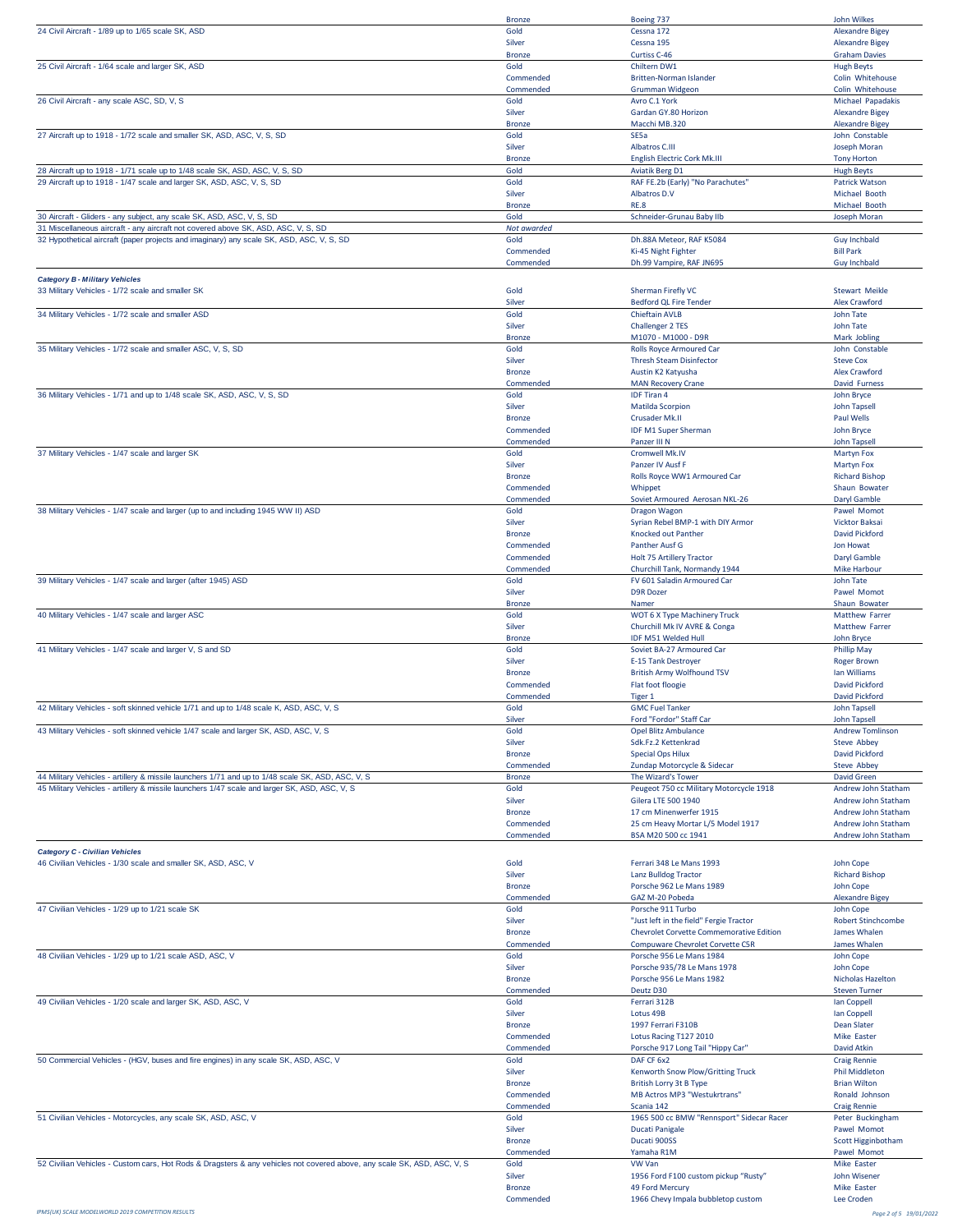| Class | Award | Model | Entrant |
|---|---|---|---|
| | Bronze | Boeing 737 | John Wilkes |
| 24 Civil Aircraft - 1/89 up to 1/65 scale SK, ASD | Gold | Cessna 172 | Alexandre Bigey |
| | Silver | Cessna 195 | Alexandre Bigey |
| | Bronze | Curtiss C-46 | Graham Davies |
| 25 Civil Aircraft - 1/64 scale and larger SK, ASD | Gold | Chiltern DW1 | Hugh Beyts |
| | Commended | Britten-Norman Islander | Colin Whitehouse |
| | Commended | Grumman Widgeon | Colin Whitehouse |
| 26 Civil Aircraft - any scale ASC, SD, V, S | Gold | Avro C.1 York | Michael Papadakis |
| | Silver | Gardan GY.80 Horizon | Alexandre Bigey |
| | Bronze | Macchi MB.320 | Alexandre Bigey |
| 27 Aircraft up to 1918 - 1/72 scale and smaller SK, ASD, ASC, V, S, SD | Gold | SE5a | John Constable |
| | Silver | Albatros C.III | Joseph Moran |
| | Bronze | English Electric Cork Mk.III | Tony Horton |
| 28 Aircraft up to 1918 - 1/71 scale up to 1/48 scale SK, ASD, ASC, V, S, SD | Gold | Aviatik Berg D1 | Hugh Beyts |
| 29 Aircraft up to 1918 - 1/47 scale and larger SK, ASD, ASC, V, S, SD | Gold | RAF FE.2b (Early) "No Parachutes" | Patrick Watson |
| | Silver | Albatros D.V | Michael Booth |
| | Bronze | RE.8 | Michael Booth |
| 30 Aircraft - Gliders - any subject, any scale SK, ASD, ASC, V, S, SD | Gold | Schneider-Grunau Baby IIb | Joseph Moran |
| 31 Miscellaneous aircraft - any aircraft not covered above SK, ASD, ASC, V, S, SD | *Not awarded* | | |
| 32 Hypothetical aircraft (paper projects and imaginary) any scale SK, ASD, ASC, V, S, SD | Gold | Dh.88A Meteor, RAF K5084 | Guy Inchbald |
| | Commended | Ki-45 Night Fighter | Bill Park |
| | Commended | Dh.99 Vampire, RAF JN695 | Guy Inchbald |

***Category B - Military Vehicles***

| Class | Award | Model | Entrant |
|---|---|---|---|
| 33 Military Vehicles - 1/72 scale and smaller SK | Gold | Sherman Firefly VC | Stewart Meikle |
| | Silver | Bedford QL Fire Tender | Alex Crawford |
| 34 Military Vehicles - 1/72 scale and smaller ASD | Gold | Chieftain AVLB | John Tate |
| | Silver | Challenger 2 TES | John Tate |
| | Bronze | M1070 - M1000 - D9R | Mark Jobling |
| 35 Military Vehicles - 1/72 scale and smaller ASC, V, S, SD | Gold | Rolls Royce Armoured Car | John Constable |
| | Silver | Thresh Steam Disinfector | Steve Cox |
| | Bronze | Austin K2 Katyusha | Alex Crawford |
| | Commended | MAN Recovery Crane | David Furness |
| 36 Military Vehicles - 1/71 and up to 1/48 scale SK, ASD, ASC, V, S, SD | Gold | IDF Tiran 4 | John Bryce |
| | Silver | Matilda Scorpion | John Tapsell |
| | Bronze | Crusader Mk.II | Paul Wells |
| | Commended | IDF M1 Super Sherman | John Bryce |
| | Commended | Panzer III N | John Tapsell |
| 37 Military Vehicles - 1/47 scale and larger SK | Gold | Cromwell Mk.IV | Martyn Fox |
| | Silver | Panzer IV Ausf F | Martyn Fox |
| | Bronze | Rolls Royce WW1 Armoured Car | Richard Bishop |
| | Commended | Whippet | Shaun Bowater |
| | Commended | Soviet Armoured Aerosan NKL-26 | Daryl Gamble |
| 38 Military Vehicles - 1/47 scale and larger (up to and including 1945 WW II) ASD | Gold | Dragon Wagon | Pawel Momot |
| | Silver | Syrian Rebel BMP-1 with DIY Armor | Vicktor Baksai |
| | Bronze | Knocked out Panther | David Pickford |
| | Commended | Panther Ausf G | Jon Howat |
| | Commended | Holt 75 Artillery Tractor | Daryl Gamble |
| | Commended | Churchill Tank, Normandy 1944 | Mike Harbour |
| 39 Military Vehicles - 1/47 scale and larger (after 1945) ASD | Gold | FV 601 Saladin Armoured Car | John Tate |
| | Silver | D9R Dozer | Pawel Momot |
| | Bronze | Namer | Shaun Bowater |
| 40 Military Vehicles - 1/47 scale and larger ASC | Gold | WOT 6 X Type Machinery Truck | Matthew Farrer |
| | Silver | Churchill Mk IV AVRE & Conga | Matthew Farrer |
| | Bronze | IDF M51 Welded Hull | John Bryce |
| 41 Military Vehicles - 1/47 scale and larger V, S and SD | Gold | Soviet BA-27 Armoured Car | Phillip May |
| | Silver | E-15 Tank Destroyer | Roger Brown |
| | Bronze | British Army Wolfhound TSV | Ian Williams |
| | Commended | Flat foot floogie | David Pickford |
| | Commended | Tiger 1 | David Pickford |
| 42 Military Vehicles - soft skinned vehicle 1/71 and up to 1/48 scale K, ASD, ASC, V, S | Gold | GMC Fuel Tanker | John Tapsell |
| | Silver | Ford "Fordor" Staff Car | John Tapsell |
| 43 Military Vehicles - soft skinned vehicle 1/47 scale and larger SK, ASD, ASC, V, S | Gold | Opel Blitz Ambulance | Andrew Tomlinson |
| | Silver | Sdk.Fz.2 Kettenkrad | Steve Abbey |
| | Bronze | Special Ops Hilux | David Pickford |
| | Commended | Zundap Motorcycle & Sidecar | Steve Abbey |
| 44 Military Vehicles - artillery & missile launchers 1/71 and up to 1/48 scale SK, ASD, ASC, V, S | Bronze | The Wizard's Tower | David Green |
| 45 Military Vehicles - artillery & missile launchers 1/47 scale and larger SK, ASD, ASC, V, S | Gold | Peugeot 750 cc Military Motorcycle 1918 | Andrew John Statham |
| | Silver | Gilera LTE 500 1940 | Andrew John Statham |
| | Bronze | 17 cm Minenwerfer 1915 | Andrew John Statham |
| | Commended | 25 cm Heavy Mortar L/5 Model 1917 | Andrew John Statham |
| | Commended | BSA M20 500 cc 1941 | Andrew John Statham |

***Category C - Civilian Vehicles***

| Class | Award | Model | Entrant |
|---|---|---|---|
| 46 Civilian Vehicles - 1/30 scale and smaller SK, ASD, ASC, V | Gold | Ferrari 348 Le Mans 1993 | John Cope |
| | Silver | Lanz Bulldog Tractor | Richard Bishop |
| | Bronze | Porsche 962 Le Mans 1989 | John Cope |
| | Commended | GAZ M-20 Pobeda | Alexandre Bigey |
| 47 Civilian Vehicles - 1/29 up to 1/21 scale SK | Gold | Porsche 911 Turbo | John Cope |
| | Silver | "Just left in the field" Fergie Tractor | Robert Stinchcombe |
| | Bronze | Chevrolet Corvette Commemorative Edition | James Whalen |
| | Commended | Compuware Chevrolet Corvette C5R | James Whalen |
| 48 Civilian Vehicles - 1/29 up to 1/21 scale ASD, ASC, V | Gold | Porsche 956 Le Mans 1984 | John Cope |
| | Silver | Porsche 935/78 Le Mans 1978 | John Cope |
| | Bronze | Porsche 956 Le Mans 1982 | Nicholas Hazelton |
| | Commended | Deutz D30 | Steven Turner |
| 49 Civilian Vehicles - 1/20 scale and larger SK, ASD, ASC, V | Gold | Ferrari 312B | Ian Coppell |
| | Silver | Lotus 49B | Ian Coppell |
| | Bronze | 1997 Ferrari F310B | Dean Slater |
| | Commended | Lotus Racing T127 2010 | Mike Easter |
| | Commended | Porsche 917 Long Tail "Hippy Car" | David Atkin |
| 50 Commercial Vehicles - (HGV, buses and fire engines) in any scale SK, ASD, ASC, V | Gold | DAF CF 6x2 | Craig Rennie |
| | Silver | Kenworth Snow Plow/Gritting Truck | Phil Middleton |
| | Bronze | British Lorry 3t B Type | Brian Wilton |
| | Commended | MB Actros MP3 "Westukrtrans" | Ronald Johnson |
| | Commended | Scania 142 | Craig Rennie |
| 51 Civilian Vehicles - Motorcycles, any scale SK, ASD, ASC, V | Gold | 1965 500 cc BMW "Rennsport" Sidecar Racer | Peter Buckingham |
| | Silver | Ducati Panigale | Pawel Momot |
| | Bronze | Ducati 900SS | Scott Higginbotham |
| | Commended | Yamaha R1M | Pawel Momot |
| 52 Civilian Vehicles - Custom cars, Hot Rods & Dragsters & any vehicles not covered above, any scale SK, ASD, ASC, V, S | Gold | VW Van | Mike Easter |
| | Silver | 1956 Ford F100 custom pickup "Rusty" | John Wisener |
| | Bronze | 49 Ford Mercury | Mike Easter |
| | Commended | 1966 Chevy Impala bubbletop custom | Lee Croden |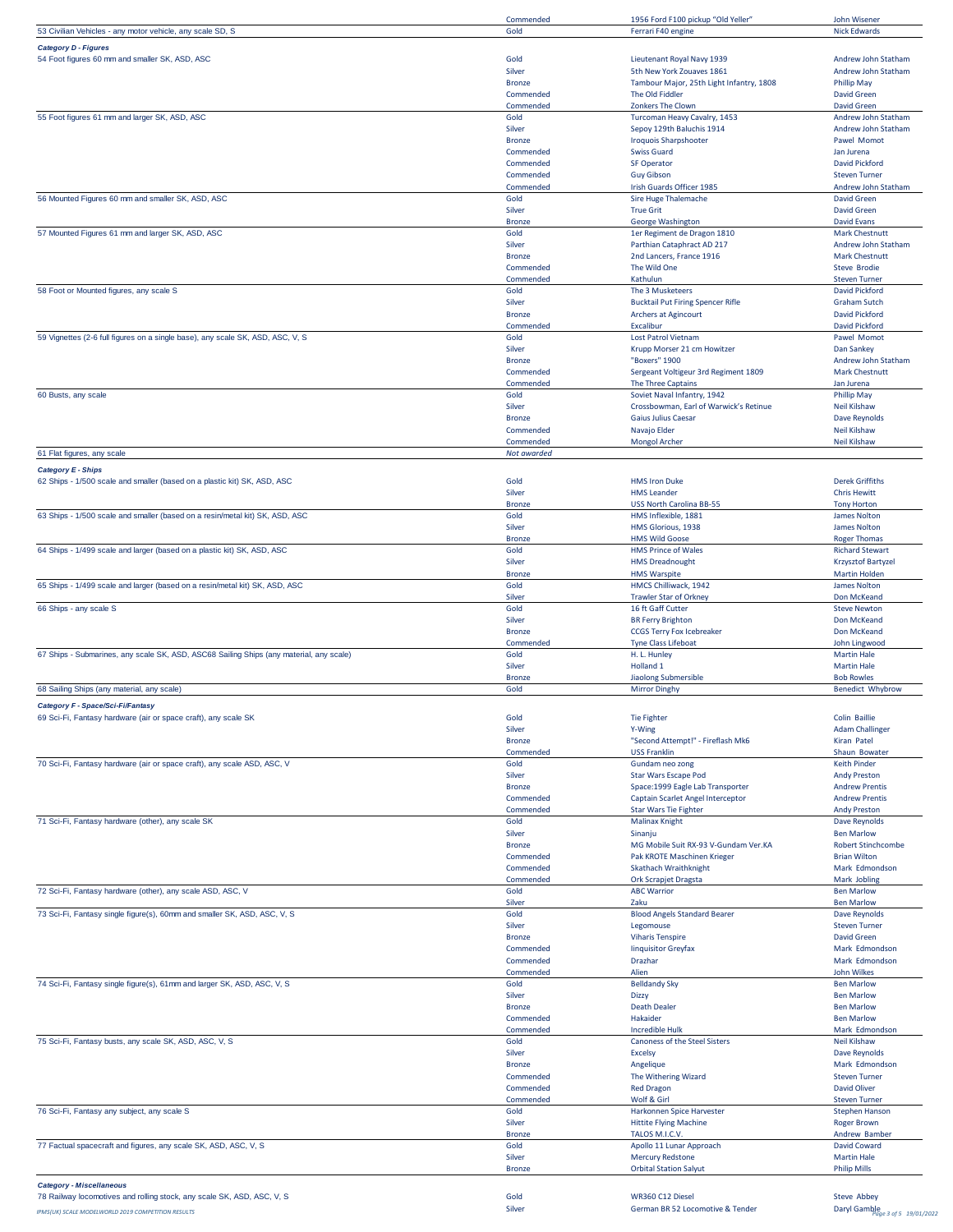| Class | Award | Entry | Entrant |
|---|---|---|---|
| | Commended | 1956 Ford F100 pickup "Old Yeller" | John Wisener |
| 53 Civilian Vehicles - any motor vehicle, any scale SD, S | Gold | Ferrari F40 engine | Nick Edwards |
| ***Category D - Figures*** | | | |
| 54 Foot figures 60 mm and smaller SK, ASD, ASC | Gold | Lieutenant Royal Navy 1939 | Andrew John Statham |
| | Silver | 5th New York Zouaves 1861 | Andrew John Statham |
| | Bronze | Tambour Major, 25th Light Infantry, 1808 | Phillip May |
| | Commended | The Old Fiddler | David Green |
| | Commended | Zonkers The Clown | David Green |
| 55 Foot figures 61 mm and larger SK, ASD, ASC | Gold | Turcoman Heavy Cavalry, 1453 | Andrew John Statham |
| | Silver | Sepoy 129th Baluchis 1914 | Andrew John Statham |
| | Bronze | Iroquois Sharpshooter | Pawel Momot |
| | Commended | Swiss Guard | Jan Jurena |
| | Commended | SF Operator | David Pickford |
| | Commended | Guy Gibson | Steven Turner |
| | Commended | Irish Guards Officer 1985 | Andrew John Statham |
| 56 Mounted Figures 60 mm and smaller SK, ASD, ASC | Gold | Sire Huge Thalemache | David Green |
| | Silver | True Grit | David Green |
| | Bronze | George Washington | David Evans |
| 57 Mounted Figures 61 mm and larger SK, ASD, ASC | Gold | 1er Regiment de Dragon 1810 | Mark Chestnutt |
| | Silver | Parthian Cataphract AD 217 | Andrew John Statham |
| | Bronze | 2nd Lancers, France 1916 | Mark Chestnutt |
| | Commended | The Wild One | Steve Brodie |
| | Commended | Kathulun | Steven Turner |
| 58 Foot or Mounted figures, any scale S | Gold | The 3 Musketeers | David Pickford |
| | Silver | Bucktail Put Firing Spencer Rifle | Graham Sutch |
| | Bronze | Archers at Agincourt | David Pickford |
| | Commended | Excalibur | David Pickford |
| 59 Vignettes (2-6 full figures on a single base), any scale SK, ASD, ASC, V, S | Gold | Lost Patrol Vietnam | Pawel Momot |
| | Silver | Krupp Morser 21 cm Howitzer | Dan Sankey |
| | Bronze | "Boxers" 1900 | Andrew John Statham |
| | Commended | Sergeant Voltigeur 3rd Regiment 1809 | Mark Chestnutt |
| | Commended | The Three Captains | Jan Jurena |
| 60 Busts, any scale | Gold | Soviet Naval Infantry, 1942 | Phillip May |
| | Silver | Crossbowman, Earl of Warwick's Retinue | Neil Kilshaw |
| | Bronze | Gaius Julius Caesar | Dave Reynolds |
| | Commended | Navajo Elder | Neil Kilshaw |
| | Commended | Mongol Archer | Neil Kilshaw |
| 61 Flat figures, any scale | *Not awarded* | | |
| ***Category E - Ships*** | | | |
| 62 Ships - 1/500 scale and smaller (based on a plastic kit) SK, ASD, ASC | Gold | HMS Iron Duke | Derek Griffiths |
| | Silver | HMS Leander | Chris Hewitt |
| | Bronze | USS North Carolina BB-55 | Tony Horton |
| 63 Ships - 1/500 scale and smaller (based on a resin/metal kit) SK, ASD, ASC | Gold | HMS Inflexible, 1881 | James Nolton |
| | Silver | HMS Glorious, 1938 | James Nolton |
| | Bronze | HMS Wild Goose | Roger Thomas |
| 64 Ships - 1/499 scale and larger (based on a plastic kit) SK, ASD, ASC | Gold | HMS Prince of Wales | Richard Stewart |
| | Silver | HMS Dreadnought | Krzysztof Bartyzel |
| | Bronze | HMS Warspite | Martin Holden |
| 65 Ships - 1/499 scale and larger (based on a resin/metal kit) SK, ASD, ASC | Gold | HMCS Chilliwack, 1942 | James Nolton |
| | Silver | Trawler Star of Orkney | Don McKeand |
| 66 Ships - any scale S | Gold | 16 ft Gaff Cutter | Steve Newton |
| | Silver | BR Ferry Brighton | Don McKeand |
| | Bronze | CCGS Terry Fox Icebreaker | Don McKeand |
| | Commended | Tyne Class Lifeboat | John Lingwood |
| 67 Ships - Submarines, any scale SK, ASD, ASC68 Sailing Ships (any material, any scale) | Gold | H. L. Hunley | Martin Hale |
| | Silver | Holland 1 | Martin Hale |
| | Bronze | Jiaolong Submersible | Bob Rowles |
| 68 Sailing Ships (any material, any scale) | Gold | Mirror Dinghy | Benedict Whybrow |
| ***Category F - Space/Sci-Fi/Fantasy*** | | | |
| 69 Sci-Fi, Fantasy hardware (air or space craft), any scale SK | Gold | Tie Fighter | Colin Baillie |
| | Silver | Y-Wing | Adam Challinger |
| | Bronze | "Second Attempt!" - Fireflash Mk6 | Kiran Patel |
| | Commended | USS Franklin | Shaun Bowater |
| 70 Sci-Fi, Fantasy hardware (air or space craft), any scale ASD, ASC, V | Gold | Gundam neo zong | Keith Pinder |
| | Silver | Star Wars Escape Pod | Andy Preston |
| | Bronze | Space:1999 Eagle Lab Transporter | Andrew Prentis |
| | Commended | Captain Scarlet Angel Interceptor | Andrew Prentis |
| | Commended | Star Wars Tie Fighter | Andy Preston |
| 71 Sci-Fi, Fantasy hardware (other), any scale SK | Gold | Malinax Knight | Dave Reynolds |
| | Silver | Sinanju | Ben Marlow |
| | Bronze | MG Mobile Suit RX-93 V-Gundam Ver.KA | Robert Stinchcombe |
| | Commended | Pak KROTE Maschinen Krieger | Brian Wilton |
| | Commended | Skathach Wraithknight | Mark Edmondson |
| | Commended | Ork Scrapjet Dragsta | Mark Jobling |
| 72 Sci-Fi, Fantasy hardware (other), any scale ASD, ASC, V | Gold | ABC Warrior | Ben Marlow |
| | Silver | Zaku | Ben Marlow |
| 73 Sci-Fi, Fantasy single figure(s), 60mm and smaller SK, ASD, ASC, V, S | Gold | Blood Angels Standard Bearer | Dave Reynolds |
| | Silver | Legomouse | Steven Turner |
| | Bronze | Viharis Tenspire | David Green |
| | Commended | Iinquisitor Greyfax | Mark Edmondson |
| | Commended | Drazhar | Mark Edmondson |
| | Commended | Alien | John Wilkes |
| 74 Sci-Fi, Fantasy single figure(s), 61mm and larger SK, ASD, ASC, V, S | Gold | Belldandy Sky | Ben Marlow |
| | Silver | Dizzy | Ben Marlow |
| | Bronze | Death Dealer | Ben Marlow |
| | Commended | Hakaider | Ben Marlow |
| | Commended | Incredible Hulk | Mark Edmondson |
| 75 Sci-Fi, Fantasy busts, any scale SK, ASD, ASC, V, S | Gold | Canoness of the Steel Sisters | Neil Kilshaw |
| | Silver | Excelsy | Dave Reynolds |
| | Bronze | Angelique | Mark Edmondson |
| | Commended | The Withering Wizard | Steven Turner |
| | Commended | Red Dragon | David Oliver |
| | Commended | Wolf & Girl | Steven Turner |
| 76 Sci-Fi, Fantasy any subject, any scale S | Gold | Harkonnen Spice Harvester | Stephen Hanson |
| | Silver | Hittite Flying Machine | Roger Brown |
| | Bronze | TALOS M.I.C.V. | Andrew Bamber |
| 77 Factual spacecraft and figures, any scale SK, ASD, ASC, V, S | Gold | Apollo 11 Lunar Approach | David Coward |
| | Silver | Mercury Redstone | Martin Hale |
| | Bronze | Orbital Station Salyut | Philip Mills |
| ***Category - Miscellaneous*** | | | |
| 78 Railway locomotives and rolling stock, any scale SK, ASD, ASC, V, S | Gold | WR360 C12 Diesel | Steve Abbey |
| | Silver | German BR 52 Locomotive & Tender | Daryl Gamble |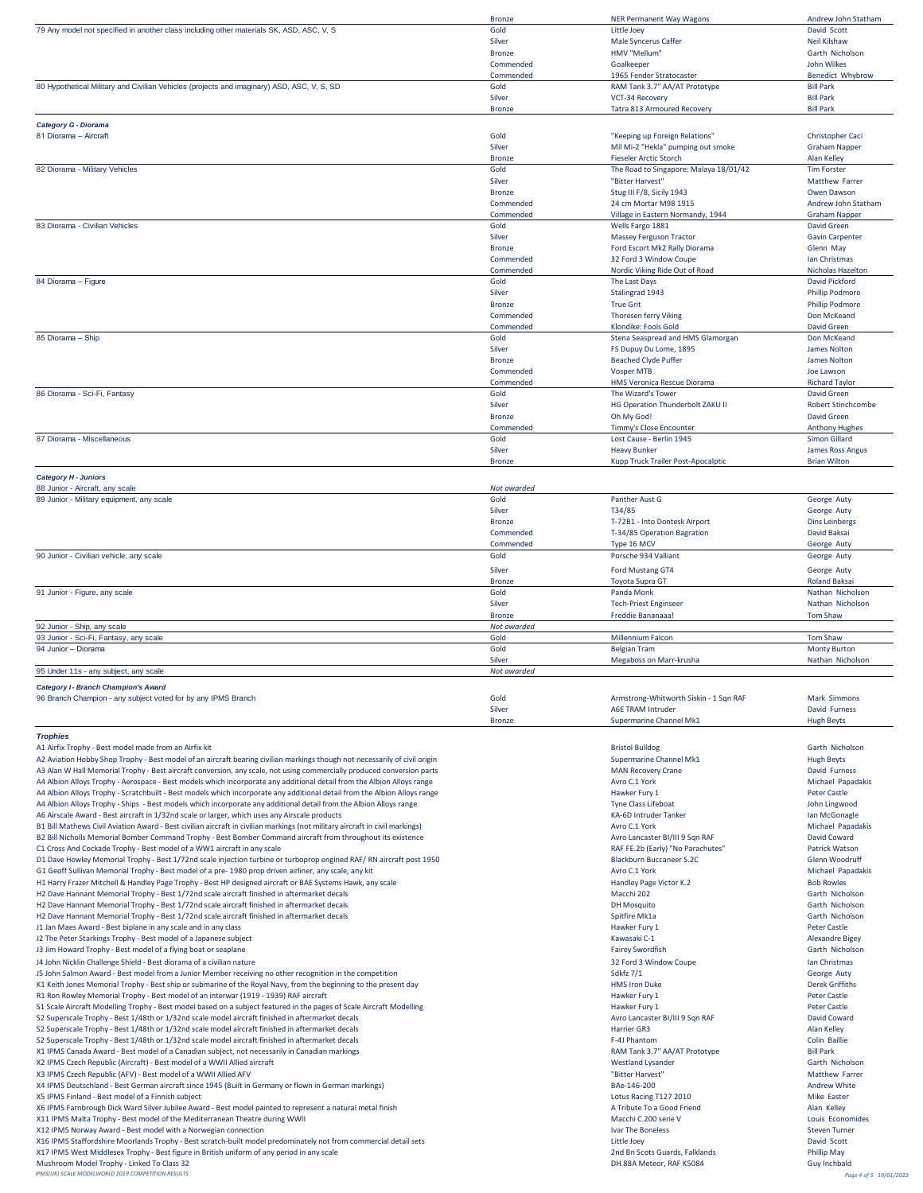| Class | Award | Model | Modeller |
|---|---|---|---|
| | Bronze | NER Permanent Way Wagons | Andrew John Statham |
| 79 Any model not specified in another class including other materials SK, ASD, ASC, V, S | Gold | Little Joey | David Scott |
| | Silver | Male Syncerus Caffer | Neil Kilshaw |
| | Bronze | HMV "Mellum" | Garth Nicholson |
| | Commended | Goalkeeper | John Wilkes |
| | Commended | 1965 Fender Stratocaster | Benedict Whybrow |
| 80 Hypothetical Military and Civilian Vehicles (projects and imaginary) ASD, ASC, V, S, SD | Gold | RAM Tank 3.7" AA/AT Prototype | Bill Park |
| | Silver | VCT-34 Recovery | Bill Park |
| | Bronze | Tatra 813 Armoured Recovery | Bill Park |

***Category G - Diorama***

| Class | Award | Model | Modeller |
|---|---|---|---|
| 81 Diorama – Aircraft | Gold | "Keeping up Foreign Relations" | Christopher Caci |
| | Silver | Mil Mi-2 "Hekla" pumping out smoke | Graham Napper |
| | Bronze | Fieseler Arctic Storch | Alan Kelley |
| 82 Diorama - Military Vehicles | Gold | The Road to Singapore: Malaya 18/01/42 | Tim Forster |
| | Silver | "Bitter Harvest" | Matthew Farrer |
| | Bronze | Stug III F/8, Sicily 1943 | Owen Dawson |
| | Commended | 24 cm Mortar M98 1915 | Andrew John Statham |
| | Commended | Village in Eastern Normandy, 1944 | Graham Napper |
| 83 Diorama - Civilian Vehicles | Gold | Wells Fargo 1881 | David Green |
| | Silver | Massey Ferguson Tractor | Gavin Carpenter |
| | Bronze | Ford Escort Mk2 Rally Diorama | Glenn May |
| | Commended | 32 Ford 3 Window Coupe | Ian Christmas |
| | Commended | Nordic Viking Ride Out of Road | Nicholas Hazelton |
| 84 Diorama – Figure | Gold | The Last Days | David Pickford |
| | Silver | Stalingrad 1943 | Phillip Podmore |
| | Bronze | True Grit | Phillip Podmore |
| | Commended | Thoresen ferry Viking | Don McKeand |
| | Commended | Klondike: Fools Gold | David Green |
| 85 Diorama – Ship | Gold | Stena Seaspread and HMS Glamorgan | Don McKeand |
| | Silver | FS Dupuy Du Lome, 1895 | James Nolton |
| | Bronze | Beached Clyde Puffer | James Nolton |
| | Commended | Vosper MTB | Joe Lawson |
| | Commended | HMS Veronica Rescue Diorama | Richard Taylor |
| 86 Diorama - Sci-Fi, Fantasy | Gold | The Wizard's Tower | David Green |
| | Silver | HG Operation Thunderbolt ZAKU II | Robert Stinchcombe |
| | Bronze | Oh My God! | David Green |
| | Commended | Timmy's Close Encounter | Anthony Hughes |
| 87 Diorama - Miscellaneous | Gold | Lost Cause - Berlin 1945 | Simon Gillard |
| | Silver | Heavy Bunker | James Ross Angus |
| | Bronze | Kupp Truck Trailer Post-Apocalptic | Brian Wilton |

***Category H - Juniors***

| Class | Award | Model | Modeller |
|---|---|---|---|
| 88 Junior - Aircraft, any scale | *Not awarded* | | |
| 89 Junior - Military equipment, any scale | Gold | Panther Aust G | George Auty |
| | Silver | T34/85 | George Auty |
| | Bronze | T-72B1 - Into Dontesk Airport | Dins Leinbergs |
| | Commended | T-34/85 Operation Bagration | David Baksai |
| | Commended | Type 16 MCV | George Auty |
| 90 Junior - Civilian vehicle, any scale | Gold | Porsche 934 Valliant | George Auty |
| | Silver | Ford Mustang GT4 | George Auty |
| | Bronze | Toyota Supra GT | Roland Baksai |
| 91 Junior - Figure, any scale | Gold | Panda Monk | Nathan Nicholson |
| | Silver | Tech-Priest Enginseer | Nathan Nicholson |
| | Bronze | Freddie Bananaaa! | Tom Shaw |
| 92 Junior - Ship, any scale | *Not awarded* | | |
| 93 Junior - Sci-Fi, Fantasy, any scale | Gold | Millennium Falcon | Tom Shaw |
| 94 Junior – Diorama | Gold | Belgian Tram | Monty Burton |
| | Silver | Megaboss on Marr-krusha | Nathan Nicholson |
| 95 Under 11s - any subject, any scale | *Not awarded* | | |

***Category I - Branch Champion's Award***

| Class | Award | Model | Modeller |
|---|---|---|---|
| 96 Branch Champion - any subject voted for by any IPMS Branch | Gold | Armstrong-Whitworth Siskin - 1 Sqn RAF | Mark Simmons |
| | Silver | A6E TRAM Intruder | David Furness |
| | Bronze | Supermarine Channel Mk1 | Hugh Beyts |

***Trophies***

| Trophy | Model | Modeller |
|---|---|---|
| A1 Airfix Trophy - Best model made from an Airfix kit | Bristol Bulldog | Garth Nicholson |
| A2 Aviation Hobby Shop Trophy - Best model of an aircraft bearing civilian markings though not necessarily of civil origin | Supermarine Channel Mk1 | Hugh Beyts |
| A3 Alan W Hall Memorial Trophy - Best aircraft conversion, any scale, not using commercially produced conversion parts | MAN Recovery Crane | David Furness |
| A4 Albion Alloys Trophy - Aerospace - Best models which incorporate any additional detail from the Albion Alloys range | Avro C.1 York | Michael Papadakis |
| A4 Albion Alloys Trophy - Scratchbuilt - Best models which incorporate any additional detail from the Albion Alloys range | Hawker Fury 1 | Peter Castle |
| A4 Albion Alloys Trophy - Ships - Best models which incorporate any additional detail from the Albion Alloys range | Tyne Class Lifeboat | John Lingwood |
| A6 Airscale Award - Best aircraft in 1/32nd scale or larger, which uses any Airscale products | KA-6D Intruder Tanker | Ian McGonagle |
| B1 Bill Mathews Civil Aviation Award - Best civilian aircraft in civilian markings (not military aircraft in civil markings) | Avro C.1 York | Michael Papadakis |
| B2 Bill Nicholls Memorial Bomber Command Trophy - Best Bomber Command aircraft from throughout its existence | Avro Lancaster BI/III 9 Sqn RAF | David Coward |
| C1 Cross And Cockade Trophy - Best model of a WW1 aircraft in any scale | RAF FE.2b (Early) "No Parachutes" | Patrick Watson |
| D1 Dave Howley Memorial Trophy - Best 1/72nd scale injection turbine or turboprop engined RAF/ RN aircraft post 1950 | Blackburn Buccaneer S.2C | Glenn Woodruff |
| G1 Geoff Sullivan Memorial Trophy - Best model of a pre- 1980 prop driven airliner, any scale, any kit | Avro C.1 York | Michael Papadakis |
| H1 Harry Frazer Mitchell & Handley Page Trophy - Best HP designed aircraft or BAE Systems Hawk, any scale | Handley Page Victor K.2 | Bob Rowles |
| H2 Dave Hannant Memorial Trophy - Best 1/72nd scale aircraft finished in aftermarket decals | Macchi 202 | Garth Nicholson |
| H2 Dave Hannant Memorial Trophy - Best 1/72nd scale aircraft finished in aftermarket decals | DH Mosquito | Garth Nicholson |
| H2 Dave Hannant Memorial Trophy - Best 1/72nd scale aircraft finished in aftermarket decals | Spitfire Mk1a | Garth Nicholson |
| J1 Jan Maes Award - Best biplane in any scale and in any class | Hawker Fury 1 | Peter Castle |
| J2 The Peter Starkings Trophy - Best model of a Japanese subject | Kawasaki C-1 | Alexandre Bigey |
| J3 Jim Howard Trophy - Best model of a flying boat or seaplane | Fairey Swordfish | Garth Nicholson |
| J4 John Nicklin Challenge Shield - Best diorama of a civilian nature | 32 Ford 3 Window Coupe | Ian Christmas |
| J5 John Salmon Award - Best model from a Junior Member receiving no other recognition in the competition | Sdkfz 7/1 | George Auty |
| K1 Keith Jones Memorial Trophy - Best ship or submarine of the Royal Navy, from the beginning to the present day | HMS Iron Duke | Derek Griffiths |
| R1 Ron Rowley Memorial Trophy - Best model of an interwar (1919 - 1939) RAF aircraft | Hawker Fury 1 | Peter Castle |
| S1 Scale Aircraft Modelling Trophy - Best model based on a subject featured in the pages of Scale Aircraft Modelling | Hawker Fury 1 | Peter Castle |
| S2 Superscale Trophy - Best 1/48th or 1/32nd scale model aircraft finished in aftermarket decals | Avro Lancaster BI/III 9 Sqn RAF | David Coward |
| S2 Superscale Trophy - Best 1/48th or 1/32nd scale model aircraft finished in aftermarket decals | Harrier GR3 | Alan Kelley |
| S2 Superscale Trophy - Best 1/48th or 1/32nd scale model aircraft finished in aftermarket decals | F-4J Phantom | Colin Baillie |
| X1 IPMS Canada Award - Best model of a Canadian subject, not necessarily in Canadian markings | RAM Tank 3.7" AA/AT Prototype | Bill Park |
| X2 IPMS Czech Republic (Aircraft) - Best model of a WWII Allied aircraft | Westland Lysander | Garth Nicholson |
| X3 IPMS Czech Republic (AFV) - Best model of a WWII Allied AFV | "Bitter Harvest" | Matthew Farrer |
| X4 IPMS Deutschland - Best German aircraft since 1945 (Built in Germany or flown in German markings) | BAe-146-200 | Andrew White |
| X5 IPMS Finland - Best model of a Finnish subject | Lotus Racing T127 2010 | Mike Easter |
| X6 IPMS Farnbrough Dick Ward Silver Jubilee Award - Best model painted to represent a natural metal finish | A Tribute To a Good Friend | Alan Kelley |
| X11 IPMS Malta Trophy - Best model of the Mediterranean Theatre during WWII | Macchi C.200 serie V | Louis Economides |
| X12 IPMS Norway Award - Best model with a Norwegian connection | Ivar The Boneless | Steven Turner |
| X16 IPMS Staffordshire Moorlands Trophy - Best scratch-built model predominately not from commercial detail sets | Little Joey | David Scott |
| X17 IPMS West Middlesex Trophy - Best figure in British uniform of any period in any scale | 2nd Bn Scots Guards, Falklands | Phillip May |
| Mushroom Model Trophy - Linked To Class 32 | DH.88A Meteor, RAF K5084 | Guy Inchbald |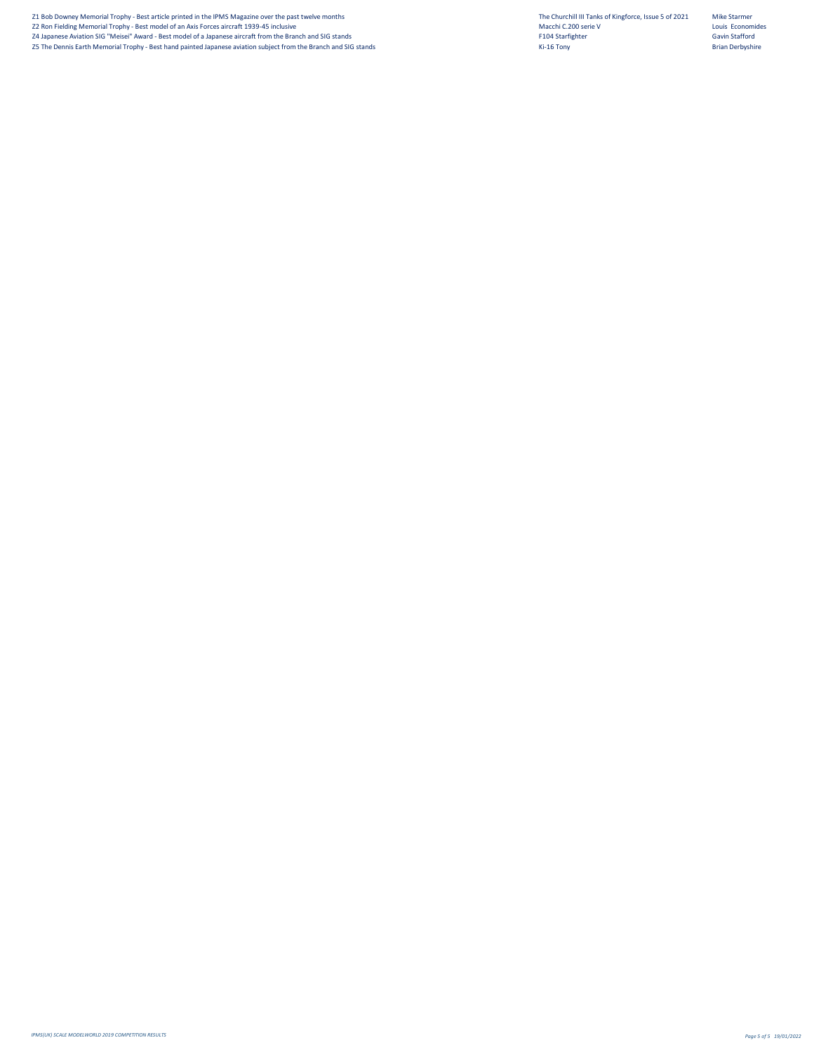| | | |
|---|---|---|
| Z1 Bob Downey Memorial Trophy - Best article printed in the IPMS Magazine over the past twelve months | The Churchill III Tanks of Kingforce, Issue 5 of 2021 | Mike Starmer |
| Z2 Ron Fielding Memorial Trophy - Best model of an Axis Forces aircraft 1939-45 inclusive | Macchi C.200 serie V | Louis Economides |
| Z4 Japanese Aviation SIG "Meisei" Award - Best model of a Japanese aircraft from the Branch and SIG stands | F104 Starfighter | Gavin Stafford |
| Z5 The Dennis Earth Memorial Trophy - Best hand painted Japanese aviation subject from the Branch and SIG stands | Ki-16 Tony | Brian Derbyshire |